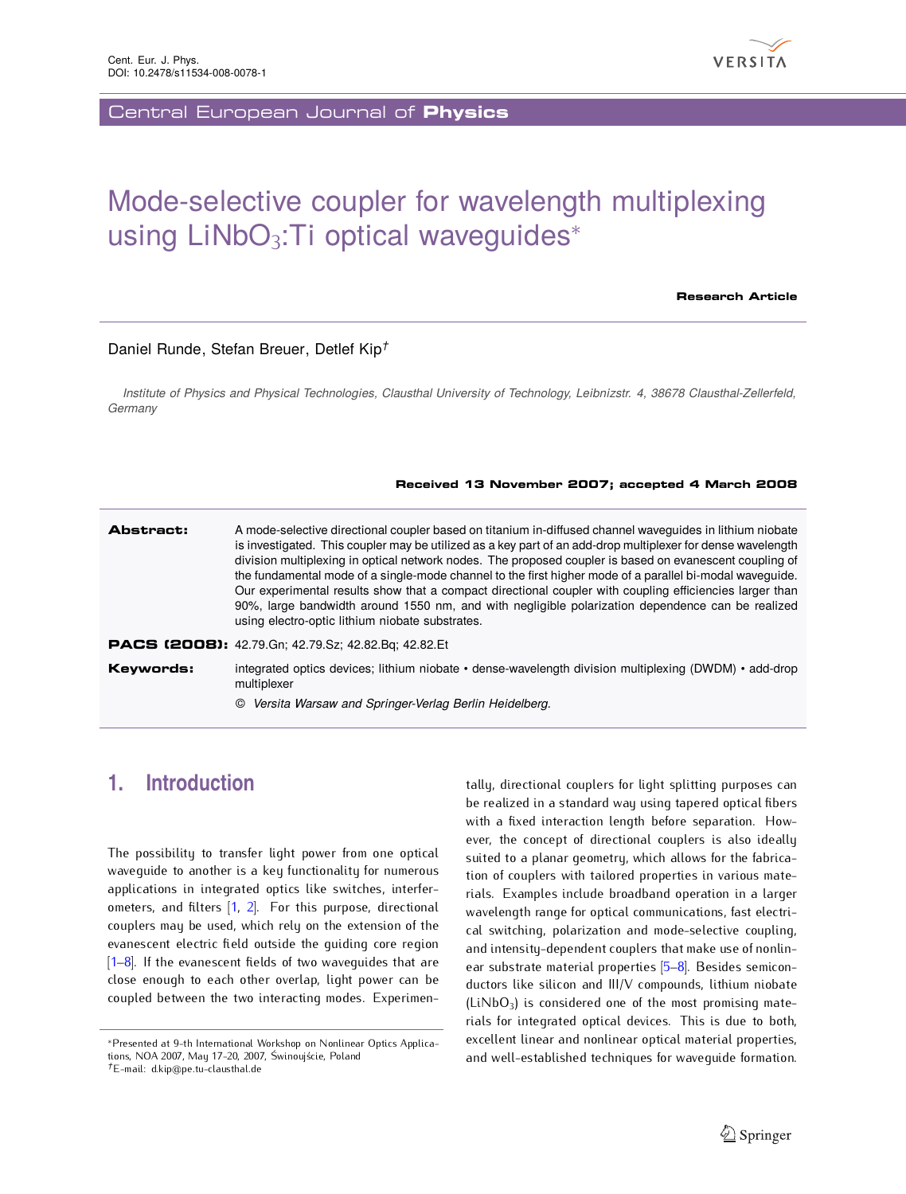# Mode-selective coupler for wavelength multiplexing using $LiNbO_3$:Ti optical waveguides*

**Research Article**

Daniel Runde, Stefan Breuer, Detlef Kip[†]

*Institute of Physics and Physical Technologies, Clausthal University of Technology, Leibnizstr. 4, 38678 Clausthal-Zellerfeld, Germany*

**Received 13 November 2007; accepted 4 March 2008**

**Abstract:** A mode-selective directional coupler based on titanium in-diffused channel waveguides in lithium niobate is investigated. This coupler may be utilized as a key part of an add-drop multiplexer for dense wavelength division multiplexing in optical network nodes. The proposed coupler is based on evanescent coupling of the fundamental mode of a single-mode channel to the first higher mode of a parallel bi-modal waveguide. Our experimental results show that a compact directional coupler with coupling efficiencies larger than 90%, large bandwidth around 1550 nm, and with negligible polarization dependence can be realized using electro-optic lithium niobate substrates.

**PACS (2008):** 42.79.Gn; 42.79.Sz; 42.82.Bq; 42.82.Et

**Keywords:** integrated optics devices; lithium niobate • dense-wavelength division multiplexing (DWDM) • add-drop multiplexer

© *Versita Warsaw and Springer-Verlag Berlin Heidelberg.*

## 1. Introduction

The possibility to transfer light power from one optical waveguide to another is a key functionality for numerous applications in integrated optics like switches, interferometers, and filters [1, 2]. For this purpose, directional couplers may be used, which rely on the extension of the evanescent electric field outside the guiding core region [1–8]. If the evanescent fields of two waveguides that are close enough to each other overlap, light power can be coupled between the two interacting modes. Experimentally, directional couplers for light splitting purposes can be realized in a standard way using tapered optical fibers with a fixed interaction length before separation. However, the concept of directional couplers is also ideally suited to a planar geometry, which allows for the fabrication of couplers with tailored properties in various materials. Examples include broadband operation in a larger wavelength range for optical communications, fast electrical switching, polarization and mode-selective coupling, and intensity-dependent couplers that make use of nonlinear substrate material properties [5–8]. Besides semiconductors like silicon and III/V compounds, lithium niobate ($LiNbO_3$) is considered one of the most promising materials for integrated optical devices. This is due to both, excellent linear and nonlinear optical material properties, and well-established techniques for waveguide formation.

*Presented at 9-th International Workshop on Nonlinear Optics Applications, NOA 2007, May 17-20, 2007, Świnoujście, Poland

[†]E-mail: d.kip@pe.tu-clausthal.de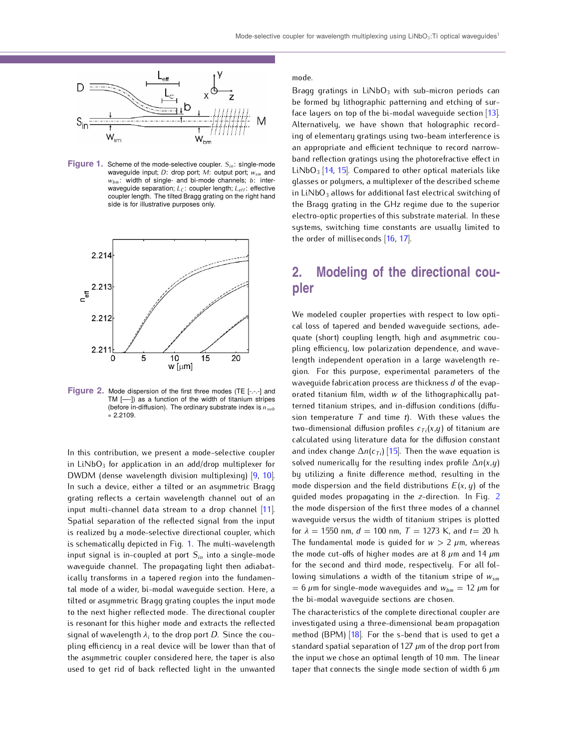**Figure 1.** Scheme of the mode-selective coupler. $S_{in}$: single-mode waveguide input; $D$: drop port; $M$: output port; $w_{sm}$ and $w_{bm}$: width of single- and bi-mode channels; $b$: inter-waveguide separation; $L_C$: coupler length; $L_{eff}$: effective coupler length. The tilted Bragg grating on the right hand side is for illustrative purposes only.

**Figure 2.** Mode dispersion of the first three modes (TE [-.-.-] and TM [—]) as a function of the width of titanium stripes (before in-diffusion). The ordinary substrate index is $n_{sub}$ = 2.2109.

In this contribution, we present a mode-selective coupler in $LiNbO_3$ for application in an add/drop multiplexer for DWDM (dense wavelength division multiplexing) [9, 10]. In such a device, either a tilted or an asymmetric Bragg grating reflects a certain wavelength channel out of an input multi-channel data stream to a drop channel [11]. Spatial separation of the reflected signal from the input is realized by a mode-selective directional coupler, which is schematically depicted in Fig. 1. The multi-wavelength input signal is in-coupled at port $S_{in}$ into a single-mode waveguide channel. The propagating light then adiabatically transforms in a tapered region into the fundamental mode of a wider, bi-modal waveguide section. Here, a tilted or asymmetric Bragg grating couples the input mode to the next higher reflected mode. The directional coupler is resonant for this higher mode and extracts the reflected signal of wavelength $\lambda_i$ to the drop port $D$. Since the coupling efficiency in a real device will be lower than that of the asymmetric coupler considered here, the taper is also used to get rid of back reflected light in the unwanted mode.

Bragg gratings in $LiNbO_3$ with sub-micron periods can be formed by lithographic patterning and etching of surface layers on top of the bi-modal waveguide section [13]. Alternatively, we have shown that holographic recording of elementary gratings using two-beam interference is an appropriate and efficient technique to record narrow-band reflection gratings using the photorefractive effect in $LiNbO_3$ [14, 15]. Compared to other optical materials like glasses or polymers, a multiplexer of the described scheme in $LiNbO_3$ allows for additional fast electrical switching of the Bragg grating in the GHz regime due to the superior electro-optic properties of this substrate material. In these systems, switching time constants are usually limited to the order of milliseconds [16, 17].

## 2. Modeling of the directional coupler

We modeled coupler properties with respect to low optical loss of tapered and bended waveguide sections, adequate (short) coupling length, high and asymmetric coupling efficiency, low polarization dependence, and wavelength independent operation in a large wavelength region. For this purpose, experimental parameters of the waveguide fabrication process are thickness $d$ of the evaporated titanium film, width $w$ of the lithographically patterned titanium stripes, and in-diffusion conditions (diffusion temperature $T$ and time $t$). With these values the two-dimensional diffusion profiles $c_{Ti}(x,y)$ of titanium are calculated using literature data for the diffusion constant and index change $\Delta n(c_{Ti})$ [15]. Then the wave equation is solved numerically for the resulting index profile $\Delta n(x,y)$ by utilizing a finite difference method, resulting in the mode dispersion and the field distributions $E(x,y)$ of the guided modes propagating in the $z$-direction. In Fig. 2 the mode dispersion of the first three modes of a channel waveguide versus the width of titanium stripes is plotted for $\lambda$ = 1550 nm, $d$ = 100 nm, $T$ = 1273 K, and $t$= 20 h. The fundamental mode is guided for $w$ > 2 $\mu$m, whereas the mode cut-offs of higher modes are at 8 $\mu$m and 14 $\mu$m for the second and third mode, respectively. For all following simulations a width of the titanium stripe of $w_{sm}$ = 6 $\mu$m for single-mode waveguides and $w_{bm}$ = 12 $\mu$m for the bi-modal waveguide sections are chosen.

The characteristics of the complete directional coupler are investigated using a three-dimensional beam propagation method (BPM) [18]. For the s-bend that is used to get a standard spatial separation of 127 $\mu$m of the drop port from the input we chose an optimal length of 10 mm. The linear taper that connects the single mode section of width 6 $\mu$m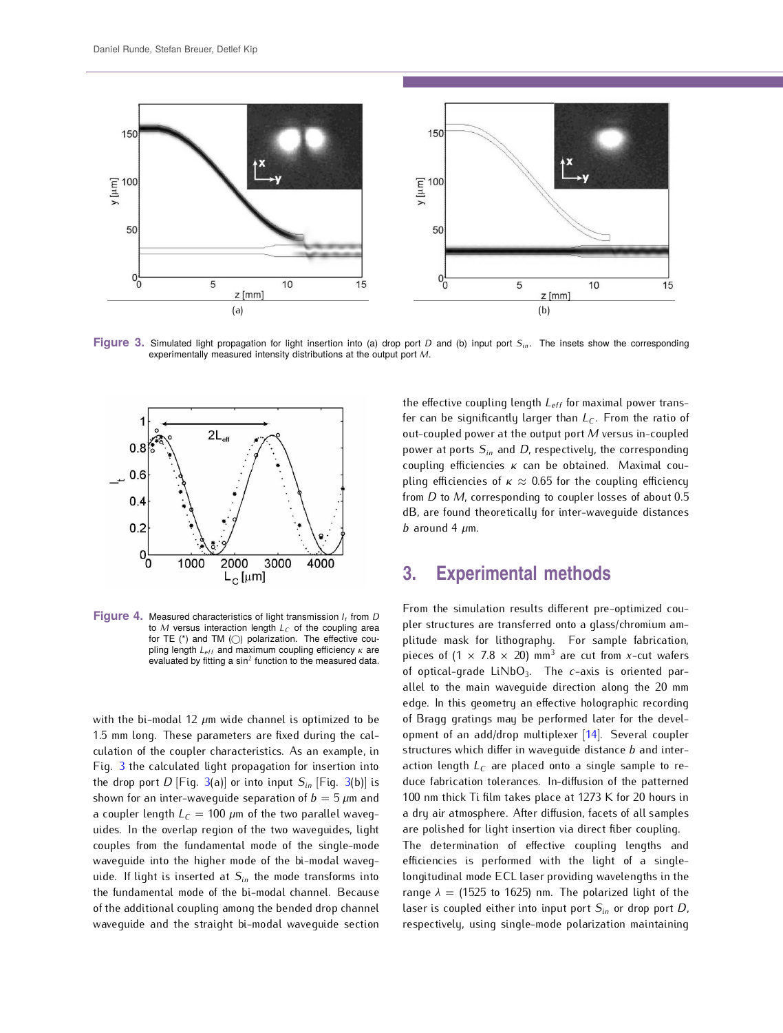Figure 3. Simulated light propagation for light insertion into (a) drop port $D$ and (b) input port $S_{in}$. The insets show the corresponding experimentally measured intensity distributions at the output port $M$.

Figure 4. Measured characteristics of light transmission $I_t$ from $D$ to $M$ versus interaction length $L_C$ of the coupling area for TE (*) and TM (◯) polarization. The effective coupling length $L_{eff}$ and maximum coupling efficiency $\kappa$ are evaluated by fitting a $\sin^2$ function to the measured data.

with the bi-modal 12 $\mu$m wide channel is optimized to be 1.5 mm long. These parameters are fixed during the calculation of the coupler characteristics. As an example, in Fig. 3 the calculated light propagation for insertion into the drop port $D$ [Fig. 3(a)] or into input $S_{in}$ [Fig. 3(b)] is shown for an inter-waveguide separation of $b = 5$ $\mu$m and a coupler length $L_C = 100$ $\mu$m of the two parallel waveguides. In the overlap region of the two waveguides, light couples from the fundamental mode of the single-mode waveguide into the higher mode of the bi-modal waveguide. If light is inserted at $S_{in}$ the mode transforms into the fundamental mode of the bi-modal channel. Because of the additional coupling among the bended drop channel waveguide and the straight bi-modal waveguide section the effective coupling length $L_{eff}$ for maximal power transfer can be significantly larger than $L_C$. From the ratio of out-coupled power at the output port $M$ versus in-coupled power at ports $S_{in}$ and $D$, respectively, the corresponding coupling efficiencies $\kappa$ can be obtained. Maximal coupling efficiencies of $\kappa \approx 0.65$ for the coupling efficiency from $D$ to $M$, corresponding to coupler losses of about 0.5 dB, are found theoretically for inter-waveguide distances $b$ around 4 $\mu$m.

## 3. Experimental methods

From the simulation results different pre-optimized coupler structures are transferred onto a glass/chromium amplitude mask for lithography. For sample fabrication, pieces of $(1 \times 7.8 \times 20)$ mm$^3$ are cut from $x$-cut wafers of optical-grade $LiNbO_3$. The $c$-axis is oriented parallel to the main waveguide direction along the 20 mm edge. In this geometry an effective holographic recording of Bragg gratings may be performed later for the development of an add/drop multiplexer [14]. Several coupler structures which differ in waveguide distance $b$ and interaction length $L_C$ are placed onto a single sample to reduce fabrication tolerances. In-diffusion of the patterned 100 nm thick Ti film takes place at 1273 K for 20 hours in a dry air atmosphere. After diffusion, facets of all samples are polished for light insertion via direct fiber coupling.

The determination of effective coupling lengths and efficiencies is performed with the light of a single-longitudinal mode ECL laser providing wavelengths in the range $\lambda = (1525$ to $1625)$ nm. The polarized light of the laser is coupled either into input port $S_{in}$ or drop port $D$, respectively, using single-mode polarization maintaining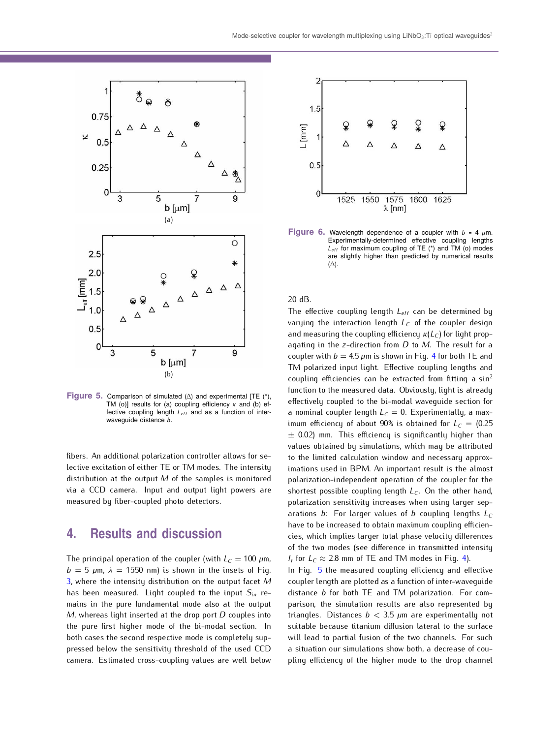Figure 5. Comparison of simulated (Δ) and experimental [TE (*), TM (o)] results for (a) coupling efficiency $\kappa$ and (b) effective coupling length $L_{eff}$ and as a function of inter-waveguide distance $b$.

fibers. An additional polarization controller allows for selective excitation of either TE or TM modes. The intensity distribution at the output $M$ of the samples is monitored via a CCD camera. Input and output light powers are measured by fiber-coupled photo detectors.

## 4. Results and discussion

The principal operation of the coupler (with $L_C = 100\ \mu$m, $b = 5\ \mu$m, $\lambda = 1550$ nm) is shown in the insets of Fig. 3, where the intensity distribution on the output facet $M$ has been measured. Light coupled to the input $S_{in}$ remains in the pure fundamental mode also at the output $M$, whereas light inserted at the drop port $D$ couples into the pure first higher mode of the bi-modal section. In both cases the second respective mode is completely suppressed below the sensitivity threshold of the used CCD camera. Estimated cross-coupling values are well below 20 dB.

Figure 6. Wavelength dependence of a coupler with $b = 4\ \mu$m. Experimentally-determined effective coupling lengths $L_{eff}$ for maximum coupling of TE (*) and TM (o) modes are slightly higher than predicted by numerical results (Δ).

The effective coupling length $L_{eff}$ can be determined by varying the interaction length $L_C$ of the coupler design and measuring the coupling efficiency $\kappa(L_C)$ for light propagating in the $z$-direction from $D$ to $M$. The result for a coupler with $b = 4.5\ \mu$m is shown in Fig. 4 for both TE and TM polarized input light. Effective coupling lengths and coupling efficiencies can be extracted from fitting a $\sin^2$ function to the measured data. Obviously, light is already effectively coupled to the bi-modal waveguide section for a nominal coupler length $L_C = 0$. Experimentally, a maximum efficiency of about 90% is obtained for $L_C = (0.25 \pm 0.02)$ mm. This efficiency is significantly higher than values obtained by simulations, which may be attributed to the limited calculation window and necessary approximations used in BPM. An important result is the almost polarization-independent operation of the coupler for the shortest possible coupling length $L_C$. On the other hand, polarization sensitivity increases when using larger separations $b$: For larger values of $b$ coupling lengths $L_C$ have to be increased to obtain maximum coupling efficiencies, which implies larger total phase velocity differences of the two modes (see difference in transmitted intensity $I_t$ for $L_C \approx 2.8$ mm of TE and TM modes in Fig. 4).

In Fig. 5 the measured coupling efficiency and effective coupler length are plotted as a function of inter-waveguide distance $b$ for both TE and TM polarization. For comparison, the simulation results are also represented by triangles. Distances $b < 3.5\ \mu$m are experimentally not suitable because titanium diffusion lateral to the surface will lead to partial fusion of the two channels. For such a situation our simulations show both, a decrease of coupling efficiency of the higher mode to the drop channel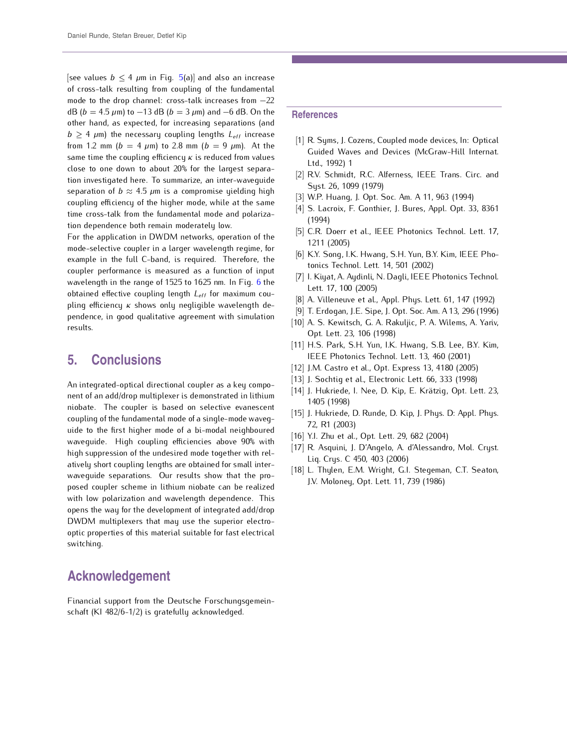[see values $b \leq 4$ $\mu$m in Fig. 5(a)] and also an increase of cross-talk resulting from coupling of the fundamental mode to the drop channel: cross-talk increases from $-22$ dB ($b = 4.5$ $\mu$m) to $-13$ dB ($b = 3$ $\mu$m) and $-6$ dB. On the other hand, as expected, for increasing separations (and $b \geq 4$ $\mu$m) the necessary coupling lengths $L_{eff}$ increase from 1.2 mm ($b = 4$ $\mu$m) to 2.8 mm ($b = 9$ $\mu$m). At the same time the coupling efficiency $\kappa$ is reduced from values close to one down to about 20% for the largest separation investigated here. To summarize, an inter-waveguide separation of $b \approx 4.5$ $\mu$m is a compromise yielding high coupling efficiency of the higher mode, while at the same time cross-talk from the fundamental mode and polarization dependence both remain moderately low.

For the application in DWDM networks, operation of the mode-selective coupler in a larger wavelength regime, for example in the full C-band, is required. Therefore, the coupler performance is measured as a function of input wavelength in the range of 1525 to 1625 nm. In Fig. 6 the obtained effective coupling length $L_{eff}$ for maximum coupling efficiency $\kappa$ shows only negligible wavelength dependence, in good qualitative agreement with simulation results.

## 5. Conclusions

An integrated-optical directional coupler as a key component of an add/drop multiplexer is demonstrated in lithium niobate. The coupler is based on selective evanescent coupling of the fundamental mode of a single-mode waveguide to the first higher mode of a bi-modal neighboured waveguide. High coupling efficiencies above 90% with high suppression of the undesired mode together with relatively short coupling lengths are obtained for small inter-waveguide separations. Our results show that the proposed coupler scheme in lithium niobate can be realized with low polarization and wavelength dependence. This opens the way for the development of integrated add/drop DWDM multiplexers that may use the superior electro-optic properties of this material suitable for fast electrical switching.

## Acknowledgement

Financial support from the Deutsche Forschungsgemeinschaft (KI 482/6-1/2) is gratefully acknowledged.

## References

[1] R. Syms, J. Cozens, Coupled mode devices, In: Optical Guided Waves and Devices (McGraw-Hill Internat. Ltd., 1992) 1

[2] R.V. Schmidt, R.C. Alferness, IEEE Trans. Circ. and Syst. 26, 1099 (1979)

[3] W.P. Huang, J. Opt. Soc. Am. A 11, 963 (1994)

[4] S. Lacroix, F. Gonthier, J. Bures, Appl. Opt. 33, 8361 (1994)

[5] C.R. Doerr et al., IEEE Photonics Technol. Lett. 17, 1211 (2005)

[6] K.Y. Song, I.K. Hwang, S.H. Yun, B.Y. Kim, IEEE Photonics Technol. Lett. 14, 501 (2002)

[7] I. Kiyat, A. Aydinli, N. Dagli, IEEE Photonics Technol. Lett. 17, 100 (2005)

[8] A. Villeneuve et al., Appl. Phys. Lett. 61, 147 (1992)

[9] T. Erdogan, J.E. Sipe, J. Opt. Soc. Am. A 13, 296 (1996)

[10] A. S. Kewitsch, G. A. Rakuljic, P. A. Wilems, A. Yariv, Opt. Lett. 23, 106 (1998)

[11] H.S. Park, S.H. Yun, I.K. Hwang, S.B. Lee, B.Y. Kim, IEEE Photonics Technol. Lett. 13, 460 (2001)

[12] J.M. Castro et al., Opt. Express 13, 4180 (2005)

[13] J. Sochtig et al., Electronic Lett. 66, 333 (1998)

[14] J. Hukriede, I. Nee, D. Kip, E. Krätzig, Opt. Lett. 23, 1405 (1998)

[15] J. Hukriede, D. Runde, D. Kip, J. Phys. D: Appl. Phys. 72, R1 (2003)

[16] Y.I. Zhu et al., Opt. Lett. 29, 682 (2004)

[17] R. Asquini, J. D'Angelo, A. d'Alessandro, Mol. Cryst. Liq. Crys. C 450, 403 (2006)

[18] L. Thylen, E.M. Wright, G.I. Stegeman, C.T. Seaton, J.V. Moloney, Opt. Lett. 11, 739 (1986)